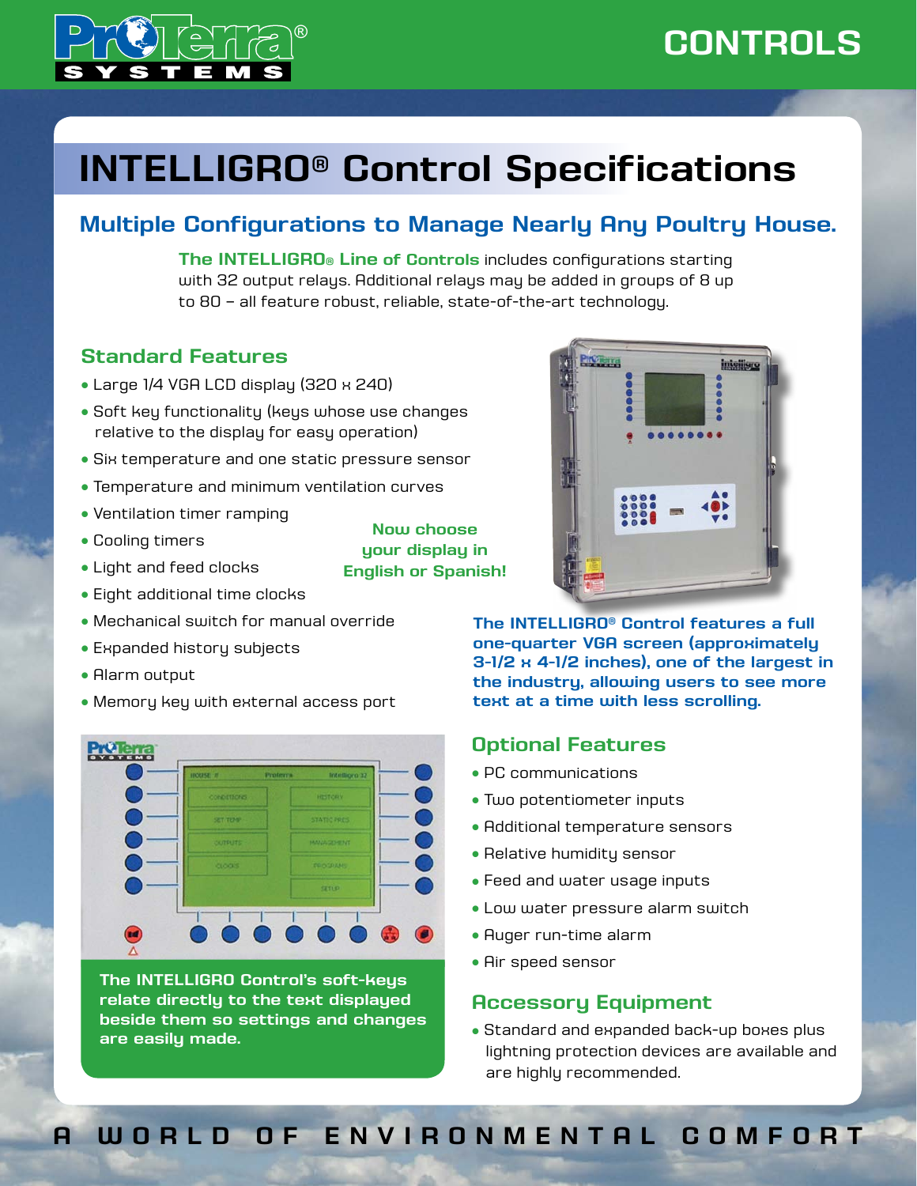# INTELLIGRO® Control Specifications

## Multiple Configurations to Manage Nearly Any Poultry House.

**The INTELLIGRO® Line of Controls** includes configurations starting with 32 output relays. Additional relays may be added in groups of 8 up to 80 – all feature robust, reliable, state-of-the-art technology.

### Standard Features

- Large 1/4 VGA LCD display (320 x 240)
- Soft key functionality (keys whose use changes relative to the display for easy operation)
- Six temperature and one static pressure sensor
- Temperature and minimum ventilation curves
- Ventilation timer ramping
- Cooling timers
- Light and feed clocks
- Eight additional time clocks
- Mechanical switch for manual override
- Expanded history subjects
- Alarm output
- Memory key with external access port

**Now choose your display in English or Spanish!**

**The INTELLIGRO® Control features a full one-quarter VGA screen (approximately 3-1/2 x 4-1/2 inches), one of the largest in the industry, allowing users to see more text at a time with less scrolling.**

**The INTELLIGRO Control's soft-keys relate directly to the text displayed beside them so settings and changes are easily made.**

### Optional Features

- PC communications
- Two potentiometer inputs
- Additional temperature sensors
- Relative humidity sensor
- Feed and water usage inputs
- Low water pressure alarm switch
- Auger run-time alarm
- Air speed sensor

### Accessory Equipment

- Standard and expanded back-up boxes plus lightning protection devices are available and are highly recommended.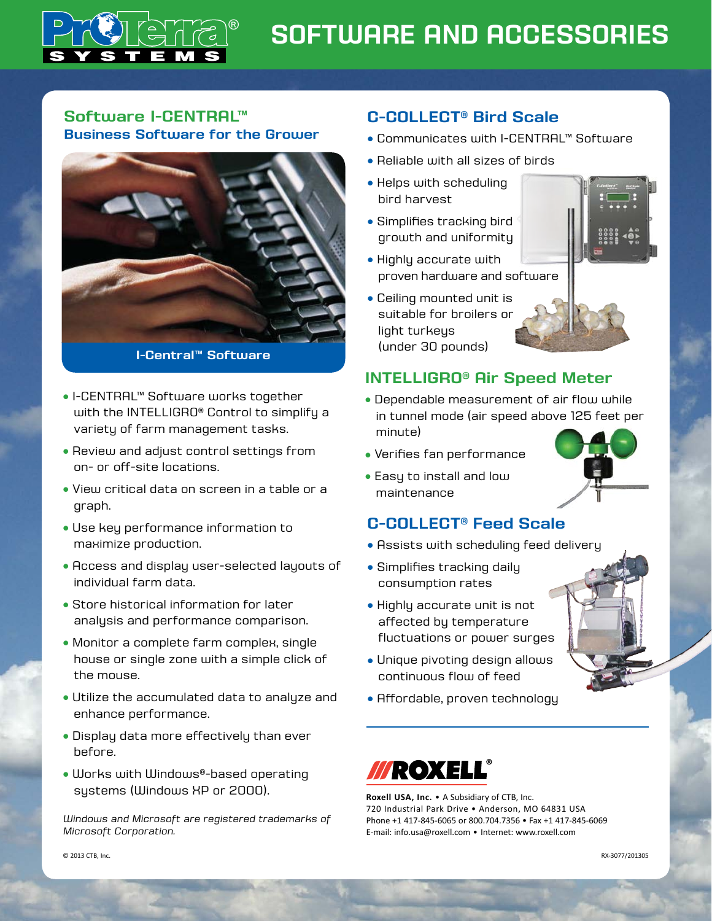# SOFTWARE AND ACCESSORIES

## Software I-CENTRAL™

### Business Software for the Grower

I-Central™ Software

- I-CENTRAL™ Software works together with the INTELLIGRO® Control to simplify a variety of farm management tasks.
- Review and adjust control settings from on- or off-site locations.
- View critical data on screen in a table or a graph.
- Use key performance information to maximize production.
- Access and display user-selected layouts of individual farm data.
- Store historical information for later analysis and performance comparison.
- Monitor a complete farm complex, single house or single zone with a simple click of the mouse.
- Utilize the accumulated data to analyze and enhance performance.
- Display data more effectively than ever before.
- Works with Windows®-based operating systems (Windows XP or 2000).

*Windows and Microsoft are registered trademarks of Microsoft Corporation.*

## C-COLLECT® Bird Scale

- Communicates with I-CENTRAL™ Software
- Reliable with all sizes of birds
- Helps with scheduling bird harvest
- Simplifies tracking bird growth and uniformity
- Highly accurate with proven hardware and software
- Ceiling mounted unit is suitable for broilers or light turkeys (under 30 pounds)

## INTELLIGRO® Air Speed Meter

- Dependable measurement of air flow while in tunnel mode (air speed above 125 feet per minute)
- Verifies fan performance
- Easy to install and low maintenance

## C-COLLECT® Feed Scale

- Assists with scheduling feed delivery
- Simplifies tracking daily consumption rates
- Highly accurate unit is not affected by temperature fluctuations or power surges
- Unique pivoting design allows continuous flow of feed
- Affordable, proven technology

ROXELL®

**Roxell USA, Inc.** • A Subsidiary of CTB, Inc.
720 Industrial Park Drive • Anderson, MO 64831 USA
Phone +1 417-845-6065 or 800.704.7356 • Fax +1 417-845-6069
E-mail: info.usa@roxell.com • Internet: www.roxell.com

© 2013 CTB, Inc.

RX-3077/201305